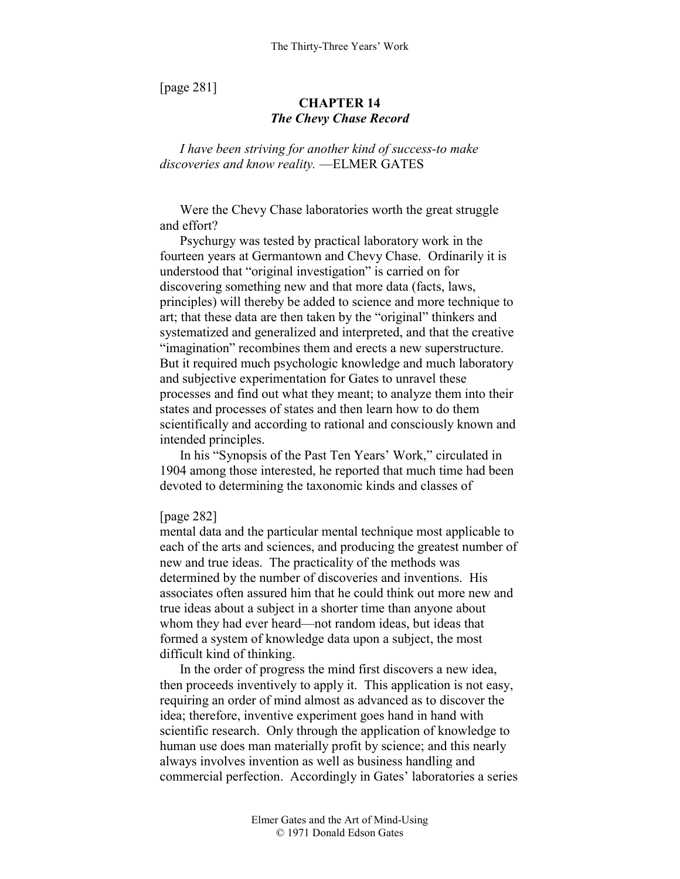[page 281]

## CHAPTER 14
### *The Chevy Chase Record*

*I have been striving for another kind of success-to make discoveries and know reality.* —ELMER GATES

Were the Chevy Chase laboratories worth the great struggle and effort?

Psychurgy was tested by practical laboratory work in the fourteen years at Germantown and Chevy Chase. Ordinarily it is understood that "original investigation" is carried on for discovering something new and that more data (facts, laws, principles) will thereby be added to science and more technique to art; that these data are then taken by the "original" thinkers and systematized and generalized and interpreted, and that the creative "imagination" recombines them and erects a new superstructure. But it required much psychologic knowledge and much laboratory and subjective experimentation for Gates to unravel these processes and find out what they meant; to analyze them into their states and processes of states and then learn how to do them scientifically and according to rational and consciously known and intended principles.

In his "Synopsis of the Past Ten Years' Work," circulated in 1904 among those interested, he reported that much time had been devoted to determining the taxonomic kinds and classes of

[page 282]

mental data and the particular mental technique most applicable to each of the arts and sciences, and producing the greatest number of new and true ideas. The practicality of the methods was determined by the number of discoveries and inventions. His associates often assured him that he could think out more new and true ideas about a subject in a shorter time than anyone about whom they had ever heard—not random ideas, but ideas that formed a system of knowledge data upon a subject, the most difficult kind of thinking.

In the order of progress the mind first discovers a new idea, then proceeds inventively to apply it. This application is not easy, requiring an order of mind almost as advanced as to discover the idea; therefore, inventive experiment goes hand in hand with scientific research. Only through the application of knowledge to human use does man materially profit by science; and this nearly always involves invention as well as business handling and commercial perfection. Accordingly in Gates' laboratories a series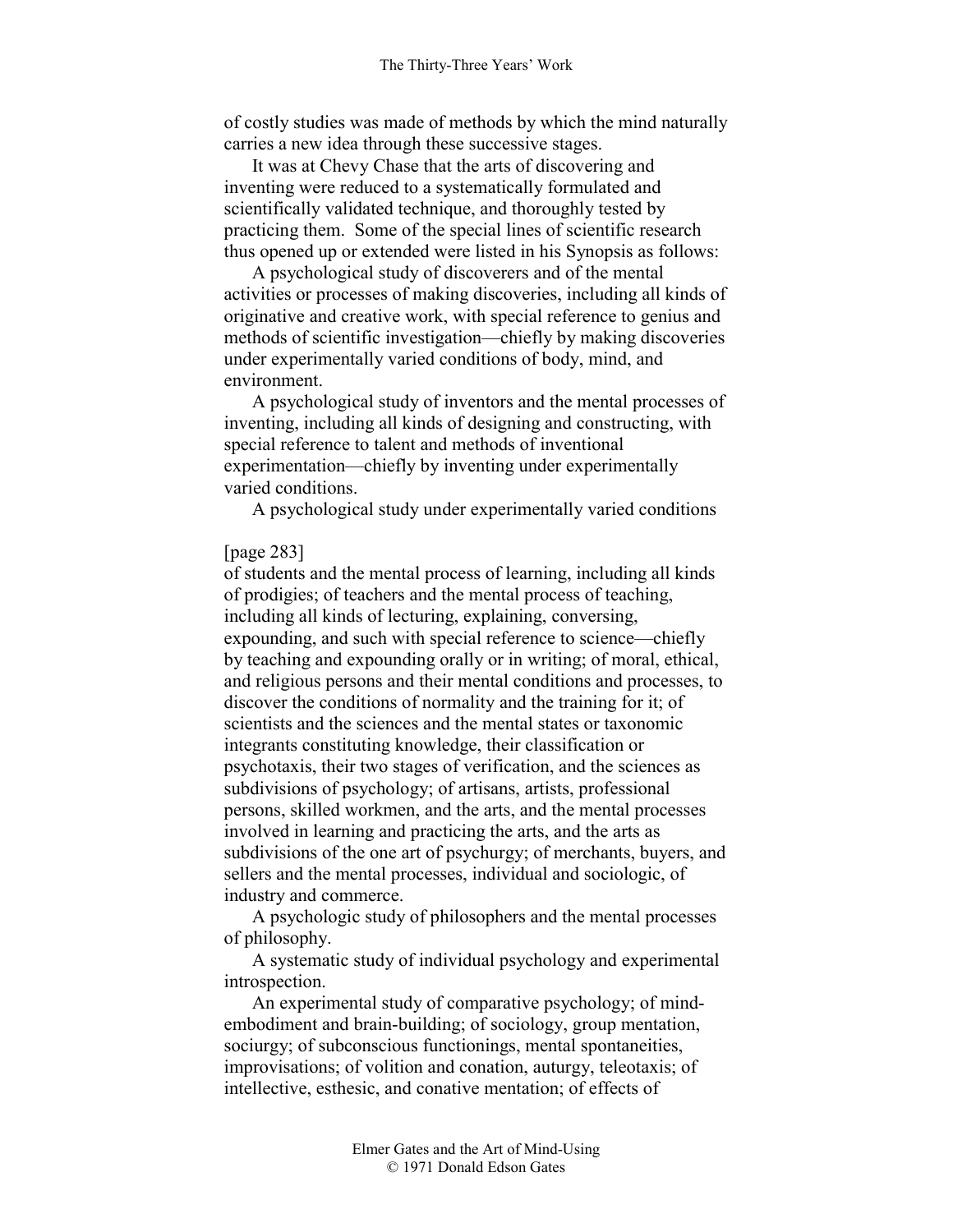of costly studies was made of methods by which the mind naturally carries a new idea through these successive stages.

It was at Chevy Chase that the arts of discovering and inventing were reduced to a systematically formulated and scientifically validated technique, and thoroughly tested by practicing them. Some of the special lines of scientific research thus opened up or extended were listed in his Synopsis as follows:

A psychological study of discoverers and of the mental activities or processes of making discoveries, including all kinds of originative and creative work, with special reference to genius and methods of scientific investigation—chiefly by making discoveries under experimentally varied conditions of body, mind, and environment.

A psychological study of inventors and the mental processes of inventing, including all kinds of designing and constructing, with special reference to talent and methods of inventional experimentation—chiefly by inventing under experimentally varied conditions.

A psychological study under experimentally varied conditions

[page 283]

of students and the mental process of learning, including all kinds of prodigies; of teachers and the mental process of teaching, including all kinds of lecturing, explaining, conversing, expounding, and such with special reference to science—chiefly by teaching and expounding orally or in writing; of moral, ethical, and religious persons and their mental conditions and processes, to discover the conditions of normality and the training for it; of scientists and the sciences and the mental states or taxonomic integrants constituting knowledge, their classification or psychotaxis, their two stages of verification, and the sciences as subdivisions of psychology; of artisans, artists, professional persons, skilled workmen, and the arts, and the mental processes involved in learning and practicing the arts, and the arts as subdivisions of the one art of psychurgy; of merchants, buyers, and sellers and the mental processes, individual and sociologic, of industry and commerce.

A psychologic study of philosophers and the mental processes of philosophy.

A systematic study of individual psychology and experimental introspection.

An experimental study of comparative psychology; of mind-embodiment and brain-building; of sociology, group mentation, sociurgy; of subconscious functionings, mental spontaneities, improvisations; of volition and conation, auturgy, teleotaxis; of intellective, esthesic, and conative mentation; of effects of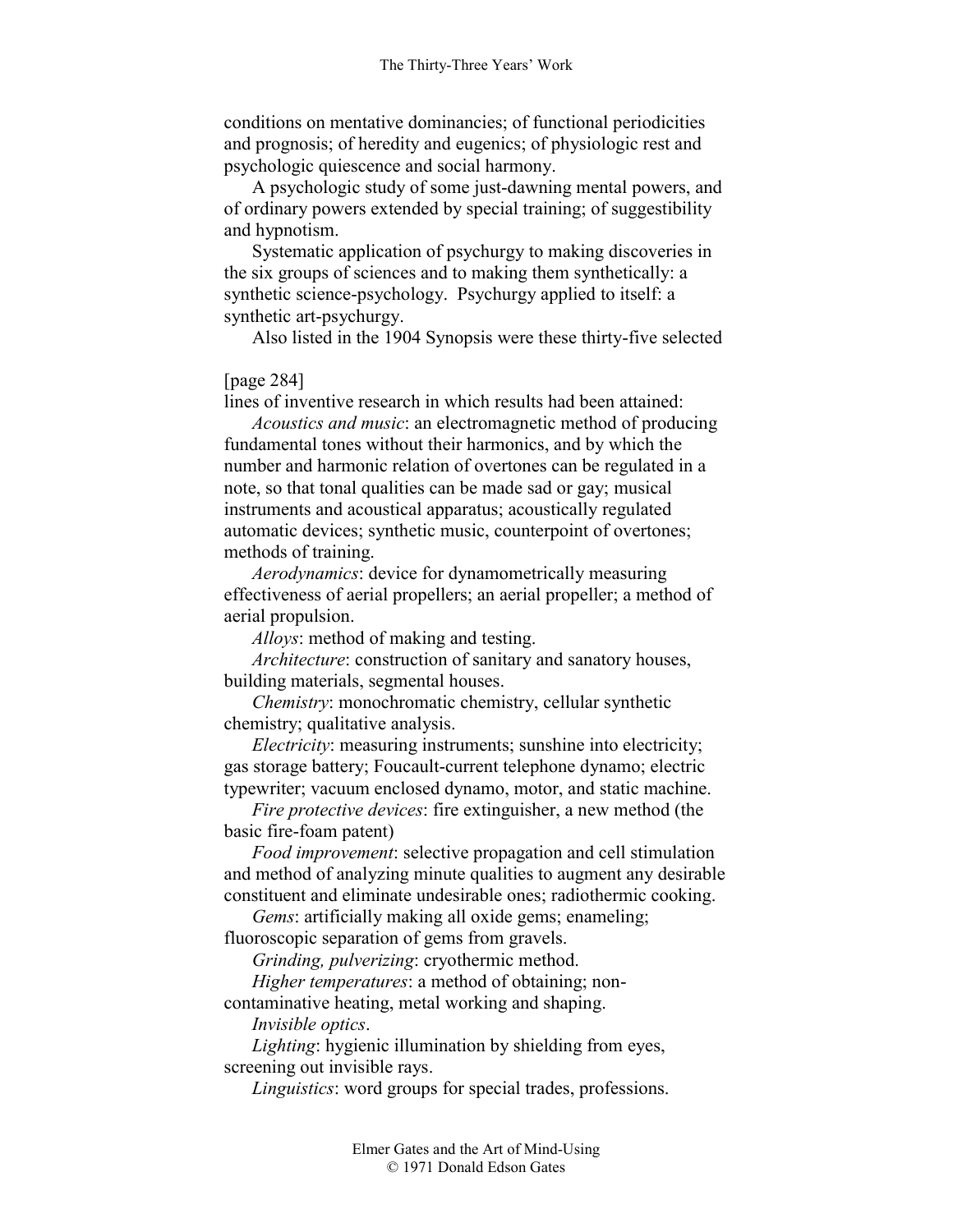conditions on mentative dominancies; of functional periodicities and prognosis; of heredity and eugenics; of physiologic rest and psychologic quiescence and social harmony.

A psychologic study of some just-dawning mental powers, and of ordinary powers extended by special training; of suggestibility and hypnotism.

Systematic application of psychurgy to making discoveries in the six groups of sciences and to making them synthetically: a synthetic science-psychology. Psychurgy applied to itself: a synthetic art-psychurgy.

Also listed in the 1904 Synopsis were these thirty-five selected

[page 284]

lines of inventive research in which results had been attained:

*Acoustics and music*: an electromagnetic method of producing fundamental tones without their harmonics, and by which the number and harmonic relation of overtones can be regulated in a note, so that tonal qualities can be made sad or gay; musical instruments and acoustical apparatus; acoustically regulated automatic devices; synthetic music, counterpoint of overtones; methods of training.

*Aerodynamics*: device for dynamometrically measuring effectiveness of aerial propellers; an aerial propeller; a method of aerial propulsion.

*Alloys*: method of making and testing.

*Architecture*: construction of sanitary and sanatory houses, building materials, segmental houses.

*Chemistry*: monochromatic chemistry, cellular synthetic chemistry; qualitative analysis.

*Electricity*: measuring instruments; sunshine into electricity; gas storage battery; Foucault-current telephone dynamo; electric typewriter; vacuum enclosed dynamo, motor, and static machine.

*Fire protective devices*: fire extinguisher, a new method (the basic fire-foam patent)

*Food improvement*: selective propagation and cell stimulation and method of analyzing minute qualities to augment any desirable constituent and eliminate undesirable ones; radiothermic cooking.

*Gems*: artificially making all oxide gems; enameling; fluoroscopic separation of gems from gravels.

*Grinding, pulverizing*: cryothermic method.

*Higher temperatures*: a method of obtaining; non-contaminative heating, metal working and shaping.

*Invisible optics*.

*Lighting*: hygienic illumination by shielding from eyes, screening out invisible rays.

*Linguistics*: word groups for special trades, professions.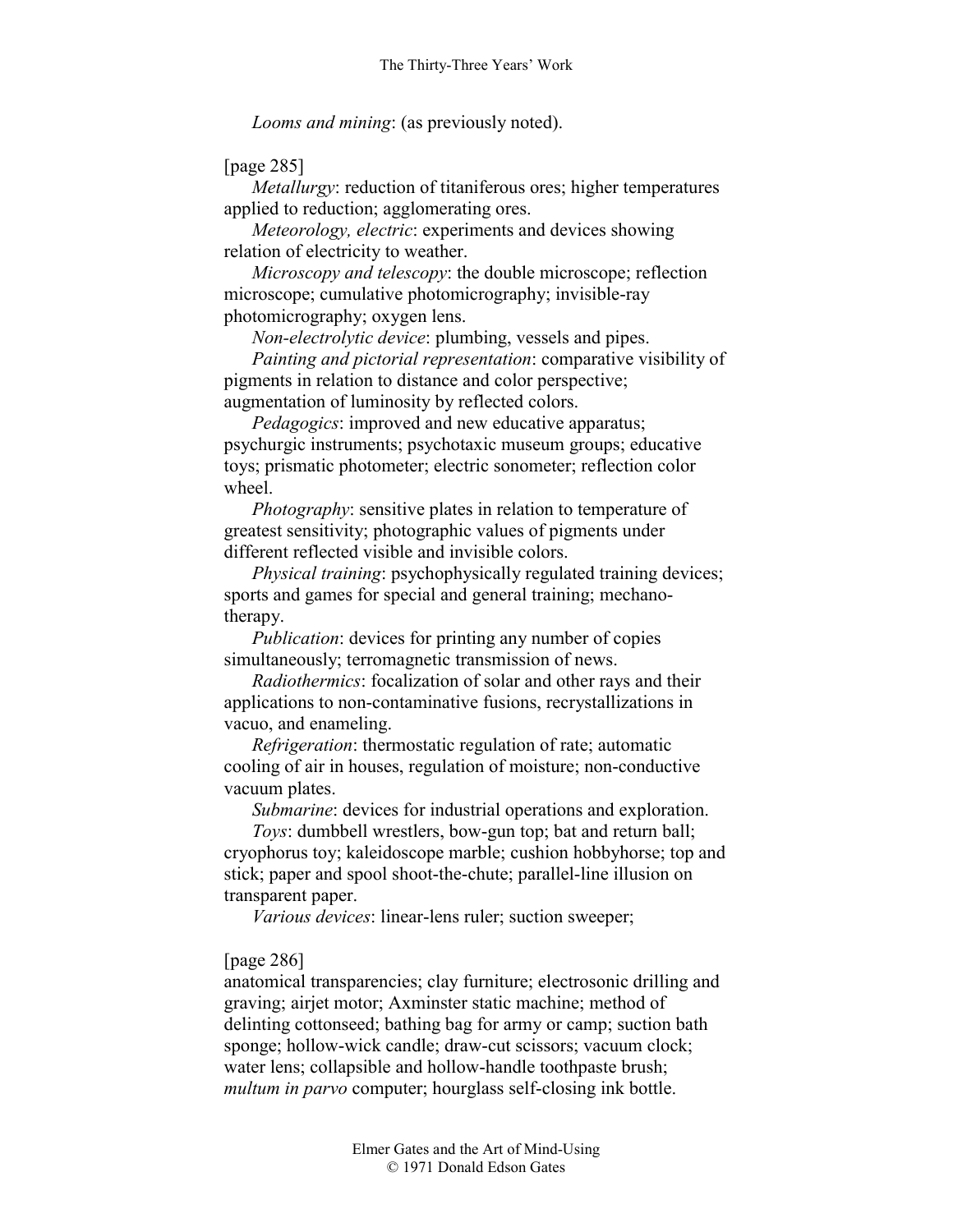*Looms and mining*: (as previously noted).

[page 285]

*Metallurgy*: reduction of titaniferous ores; higher temperatures applied to reduction; agglomerating ores.

*Meteorology, electric*: experiments and devices showing relation of electricity to weather.

*Microscopy and telescopy*: the double microscope; reflection microscope; cumulative photomicrography; invisible-ray photomicrography; oxygen lens.

*Non-electrolytic device*: plumbing, vessels and pipes.

*Painting and pictorial representation*: comparative visibility of pigments in relation to distance and color perspective; augmentation of luminosity by reflected colors.

*Pedagogics*: improved and new educative apparatus; psychurgic instruments; psychotaxic museum groups; educative toys; prismatic photometer; electric sonometer; reflection color wheel.

*Photography*: sensitive plates in relation to temperature of greatest sensitivity; photographic values of pigments under different reflected visible and invisible colors.

*Physical training*: psychophysically regulated training devices; sports and games for special and general training; mechano-therapy.

*Publication*: devices for printing any number of copies simultaneously; terromagnetic transmission of news.

*Radiothermics*: focalization of solar and other rays and their applications to non-contaminative fusions, recrystallizations in vacuo, and enameling.

*Refrigeration*: thermostatic regulation of rate; automatic cooling of air in houses, regulation of moisture; non-conductive vacuum plates.

*Submarine*: devices for industrial operations and exploration.

*Toys*: dumbbell wrestlers, bow-gun top; bat and return ball; cryophorus toy; kaleidoscope marble; cushion hobbyhorse; top and stick; paper and spool shoot-the-chute; parallel-line illusion on transparent paper.

*Various devices*: linear-lens ruler; suction sweeper;

[page 286]

anatomical transparencies; clay furniture; electrosonic drilling and graving; airjet motor; Axminster static machine; method of delinting cottonseed; bathing bag for army or camp; suction bath sponge; hollow-wick candle; draw-cut scissors; vacuum clock; water lens; collapsible and hollow-handle toothpaste brush; *multum in parvo* computer; hourglass self-closing ink bottle.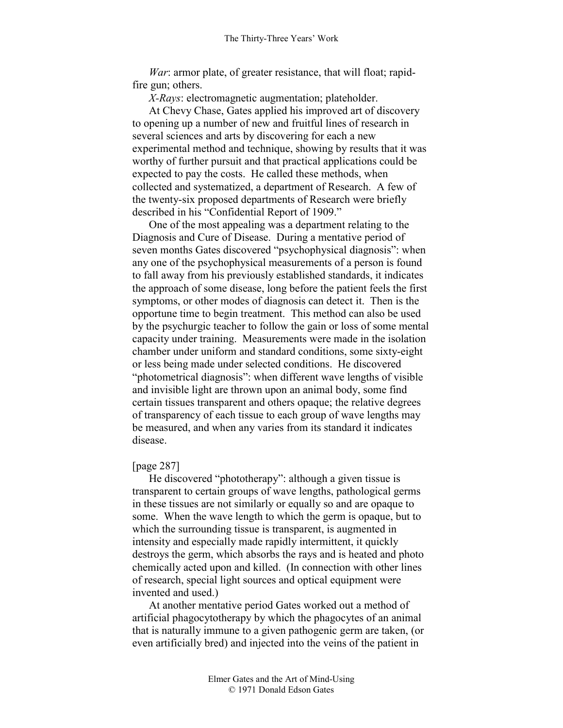*War*: armor plate, of greater resistance, that will float; rapid-fire gun; others.

*X-Rays*: electromagnetic augmentation; plateholder.

At Chevy Chase, Gates applied his improved art of discovery to opening up a number of new and fruitful lines of research in several sciences and arts by discovering for each a new experimental method and technique, showing by results that it was worthy of further pursuit and that practical applications could be expected to pay the costs. He called these methods, when collected and systematized, a department of Research. A few of the twenty-six proposed departments of Research were briefly described in his "Confidential Report of 1909."

One of the most appealing was a department relating to the Diagnosis and Cure of Disease. During a mentative period of seven months Gates discovered "psychophysical diagnosis": when any one of the psychophysical measurements of a person is found to fall away from his previously established standards, it indicates the approach of some disease, long before the patient feels the first symptoms, or other modes of diagnosis can detect it. Then is the opportune time to begin treatment. This method can also be used by the psychurgic teacher to follow the gain or loss of some mental capacity under training. Measurements were made in the isolation chamber under uniform and standard conditions, some sixty-eight or less being made under selected conditions. He discovered "photometrical diagnosis": when different wave lengths of visible and invisible light are thrown upon an animal body, some find certain tissues transparent and others opaque; the relative degrees of transparency of each tissue to each group of wave lengths may be measured, and when any varies from its standard it indicates disease.

[page 287]

He discovered "phototherapy": although a given tissue is transparent to certain groups of wave lengths, pathological germs in these tissues are not similarly or equally so and are opaque to some. When the wave length to which the germ is opaque, but to which the surrounding tissue is transparent, is augmented in intensity and especially made rapidly intermittent, it quickly destroys the germ, which absorbs the rays and is heated and photo chemically acted upon and killed. (In connection with other lines of research, special light sources and optical equipment were invented and used.)

At another mentative period Gates worked out a method of artificial phagocytotherapy by which the phagocytes of an animal that is naturally immune to a given pathogenic germ are taken, (or even artificially bred) and injected into the veins of the patient in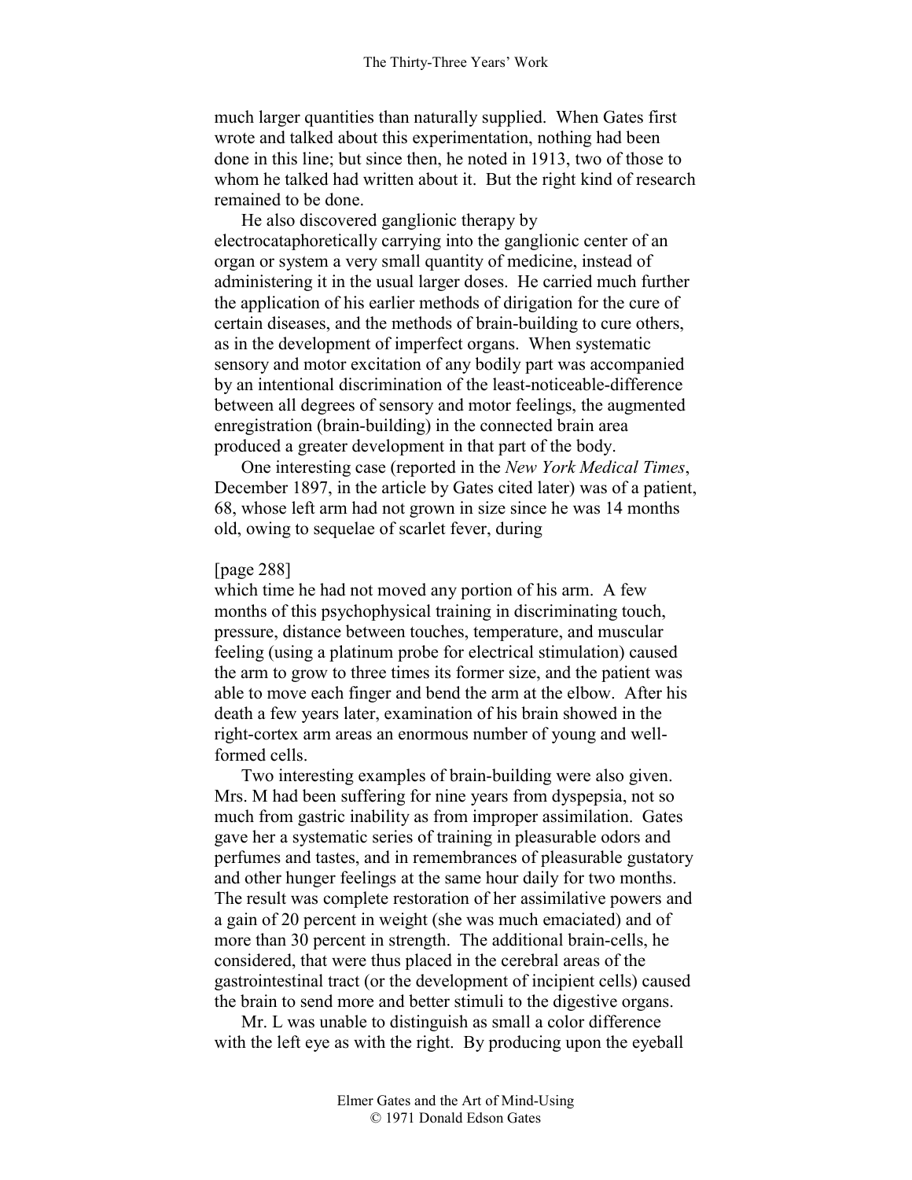much larger quantities than naturally supplied. When Gates first wrote and talked about this experimentation, nothing had been done in this line; but since then, he noted in 1913, two of those to whom he talked had written about it. But the right kind of research remained to be done.

He also discovered ganglionic therapy by electrocataphoretically carrying into the ganglionic center of an organ or system a very small quantity of medicine, instead of administering it in the usual larger doses. He carried much further the application of his earlier methods of dirigation for the cure of certain diseases, and the methods of brain-building to cure others, as in the development of imperfect organs. When systematic sensory and motor excitation of any bodily part was accompanied by an intentional discrimination of the least-noticeable-difference between all degrees of sensory and motor feelings, the augmented enregistration (brain-building) in the connected brain area produced a greater development in that part of the body.

One interesting case (reported in the *New York Medical Times*, December 1897, in the article by Gates cited later) was of a patient, 68, whose left arm had not grown in size since he was 14 months old, owing to sequelae of scarlet fever, during

[page 288]

which time he had not moved any portion of his arm. A few months of this psychophysical training in discriminating touch, pressure, distance between touches, temperature, and muscular feeling (using a platinum probe for electrical stimulation) caused the arm to grow to three times its former size, and the patient was able to move each finger and bend the arm at the elbow. After his death a few years later, examination of his brain showed in the right-cortex arm areas an enormous number of young and well-formed cells.

Two interesting examples of brain-building were also given. Mrs. M had been suffering for nine years from dyspepsia, not so much from gastric inability as from improper assimilation. Gates gave her a systematic series of training in pleasurable odors and perfumes and tastes, and in remembrances of pleasurable gustatory and other hunger feelings at the same hour daily for two months. The result was complete restoration of her assimilative powers and a gain of 20 percent in weight (she was much emaciated) and of more than 30 percent in strength. The additional brain-cells, he considered, that were thus placed in the cerebral areas of the gastrointestinal tract (or the development of incipient cells) caused the brain to send more and better stimuli to the digestive organs.

Mr. L was unable to distinguish as small a color difference with the left eye as with the right. By producing upon the eyeball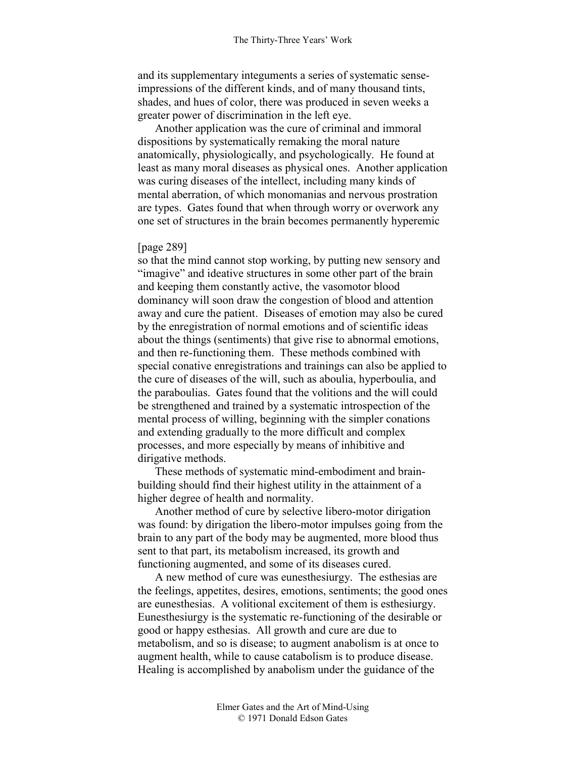and its supplementary integuments a series of systematic sense-impressions of the different kinds, and of many thousand tints, shades, and hues of color, there was produced in seven weeks a greater power of discrimination in the left eye.

Another application was the cure of criminal and immoral dispositions by systematically remaking the moral nature anatomically, physiologically, and psychologically. He found at least as many moral diseases as physical ones. Another application was curing diseases of the intellect, including many kinds of mental aberration, of which monomanias and nervous prostration are types. Gates found that when through worry or overwork any one set of structures in the brain becomes permanently hyperemic

[page 289]

so that the mind cannot stop working, by putting new sensory and "imagive" and ideative structures in some other part of the brain and keeping them constantly active, the vasomotor blood dominancy will soon draw the congestion of blood and attention away and cure the patient. Diseases of emotion may also be cured by the enregistration of normal emotions and of scientific ideas about the things (sentiments) that give rise to abnormal emotions, and then re-functioning them. These methods combined with special conative enregistrations and trainings can also be applied to the cure of diseases of the will, such as aboulia, hyperboulia, and the paraboulias. Gates found that the volitions and the will could be strengthened and trained by a systematic introspection of the mental process of willing, beginning with the simpler conations and extending gradually to the more difficult and complex processes, and more especially by means of inhibitive and dirigative methods.

These methods of systematic mind-embodiment and brain-building should find their highest utility in the attainment of a higher degree of health and normality.

Another method of cure by selective libero-motor dirigation was found: by dirigation the libero-motor impulses going from the brain to any part of the body may be augmented, more blood thus sent to that part, its metabolism increased, its growth and functioning augmented, and some of its diseases cured.

A new method of cure was eunesthesiurgy. The esthesias are the feelings, appetites, desires, emotions, sentiments; the good ones are eunesthesias. A volitional excitement of them is esthesiurgy. Eunesthesiurgy is the systematic re-functioning of the desirable or good or happy esthesias. All growth and cure are due to metabolism, and so is disease; to augment anabolism is at once to augment health, while to cause catabolism is to produce disease. Healing is accomplished by anabolism under the guidance of the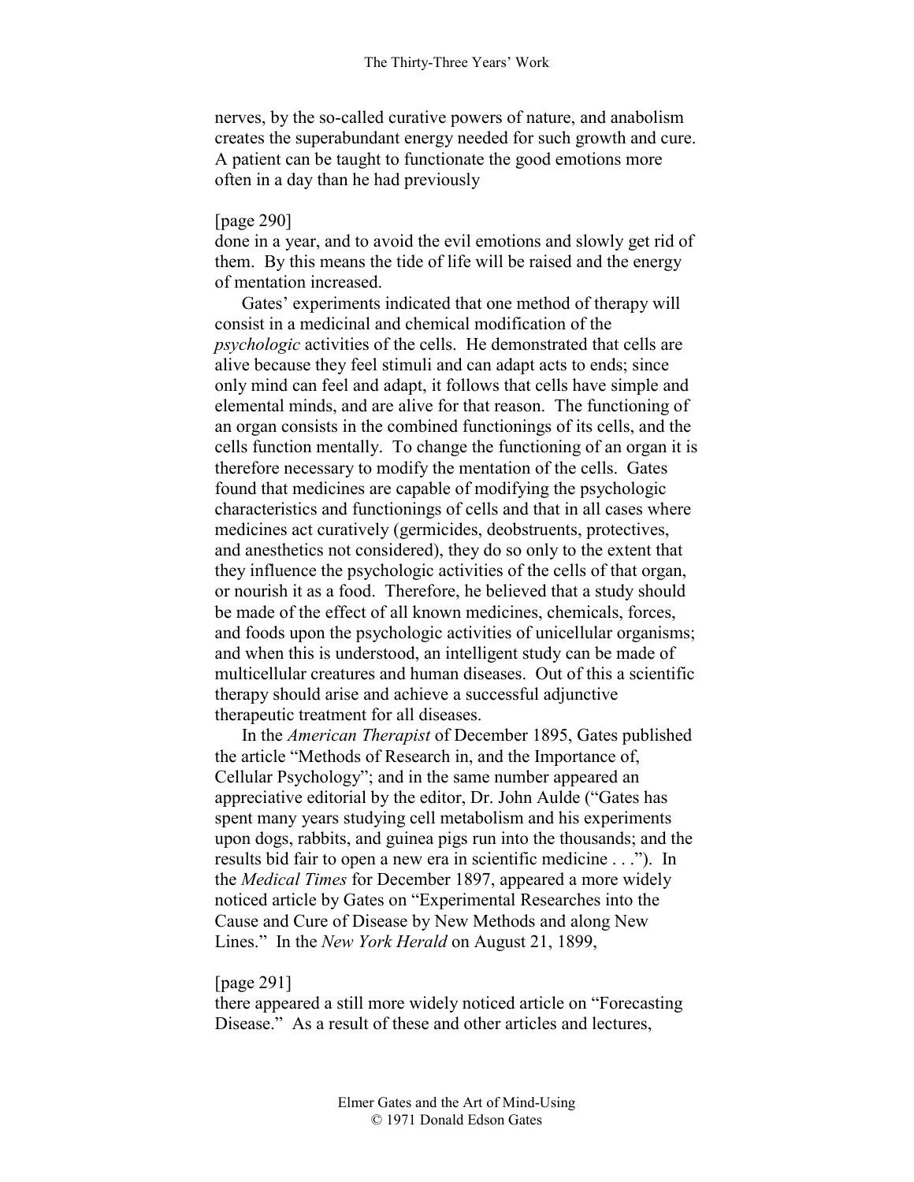nerves, by the so-called curative powers of nature, and anabolism creates the superabundant energy needed for such growth and cure. A patient can be taught to functionate the good emotions more often in a day than he had previously

[page 290]
done in a year, and to avoid the evil emotions and slowly get rid of them. By this means the tide of life will be raised and the energy of mentation increased.

Gates' experiments indicated that one method of therapy will consist in a medicinal and chemical modification of the *psychologic* activities of the cells. He demonstrated that cells are alive because they feel stimuli and can adapt acts to ends; since only mind can feel and adapt, it follows that cells have simple and elemental minds, and are alive for that reason. The functioning of an organ consists in the combined functionings of its cells, and the cells function mentally. To change the functioning of an organ it is therefore necessary to modify the mentation of the cells. Gates found that medicines are capable of modifying the psychologic characteristics and functionings of cells and that in all cases where medicines act curatively (germicides, deobstruents, protectives, and anesthetics not considered), they do so only to the extent that they influence the psychologic activities of the cells of that organ, or nourish it as a food. Therefore, he believed that a study should be made of the effect of all known medicines, chemicals, forces, and foods upon the psychologic activities of unicellular organisms; and when this is understood, an intelligent study can be made of multicellular creatures and human diseases. Out of this a scientific therapy should arise and achieve a successful adjunctive therapeutic treatment for all diseases.

In the *American Therapist* of December 1895, Gates published the article "Methods of Research in, and the Importance of, Cellular Psychology"; and in the same number appeared an appreciative editorial by the editor, Dr. John Aulde ("Gates has spent many years studying cell metabolism and his experiments upon dogs, rabbits, and guinea pigs run into the thousands; and the results bid fair to open a new era in scientific medicine . . ."). In the *Medical Times* for December 1897, appeared a more widely noticed article by Gates on "Experimental Researches into the Cause and Cure of Disease by New Methods and along New Lines." In the *New York Herald* on August 21, 1899,

[page 291]
there appeared a still more widely noticed article on "Forecasting Disease." As a result of these and other articles and lectures,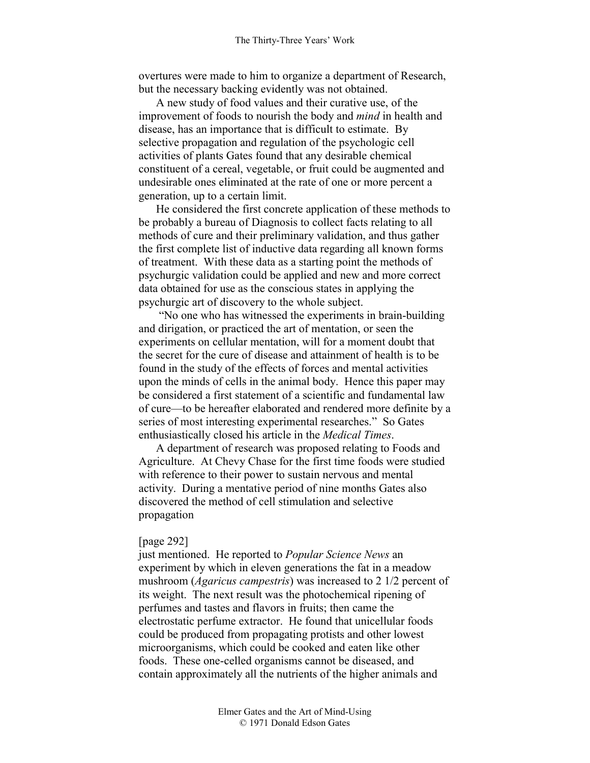overtures were made to him to organize a department of Research, but the necessary backing evidently was not obtained.

A new study of food values and their curative use, of the improvement of foods to nourish the body and *mind* in health and disease, has an importance that is difficult to estimate. By selective propagation and regulation of the psychologic cell activities of plants Gates found that any desirable chemical constituent of a cereal, vegetable, or fruit could be augmented and undesirable ones eliminated at the rate of one or more percent a generation, up to a certain limit.

He considered the first concrete application of these methods to be probably a bureau of Diagnosis to collect facts relating to all methods of cure and their preliminary validation, and thus gather the first complete list of inductive data regarding all known forms of treatment. With these data as a starting point the methods of psychurgic validation could be applied and new and more correct data obtained for use as the conscious states in applying the psychurgic art of discovery to the whole subject.

"No one who has witnessed the experiments in brain-building and dirigation, or practiced the art of mentation, or seen the experiments on cellular mentation, will for a moment doubt that the secret for the cure of disease and attainment of health is to be found in the study of the effects of forces and mental activities upon the minds of cells in the animal body. Hence this paper may be considered a first statement of a scientific and fundamental law of cure—to be hereafter elaborated and rendered more definite by a series of most interesting experimental researches." So Gates enthusiastically closed his article in the *Medical Times*.

A department of research was proposed relating to Foods and Agriculture. At Chevy Chase for the first time foods were studied with reference to their power to sustain nervous and mental activity. During a mentative period of nine months Gates also discovered the method of cell stimulation and selective propagation

[page 292]
just mentioned. He reported to *Popular Science News* an experiment by which in eleven generations the fat in a meadow mushroom (*Agaricus campestris*) was increased to 2 1/2 percent of its weight. The next result was the photochemical ripening of perfumes and tastes and flavors in fruits; then came the electrostatic perfume extractor. He found that unicellular foods could be produced from propagating protists and other lowest microorganisms, which could be cooked and eaten like other foods. These one-celled organisms cannot be diseased, and contain approximately all the nutrients of the higher animals and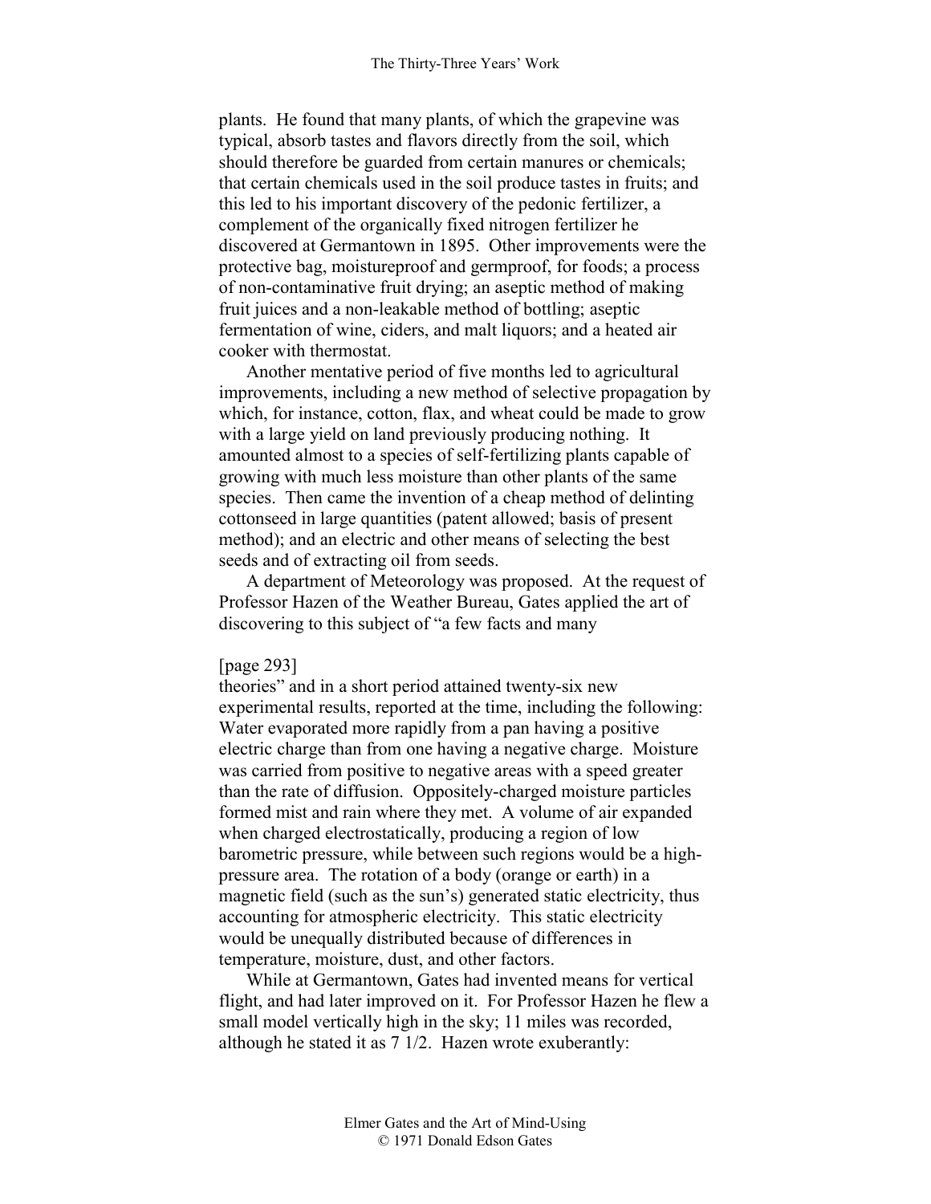plants. He found that many plants, of which the grapevine was typical, absorb tastes and flavors directly from the soil, which should therefore be guarded from certain manures or chemicals; that certain chemicals used in the soil produce tastes in fruits; and this led to his important discovery of the pedonic fertilizer, a complement of the organically fixed nitrogen fertilizer he discovered at Germantown in 1895. Other improvements were the protective bag, moistureproof and germproof, for foods; a process of non-contaminative fruit drying; an aseptic method of making fruit juices and a non-leakable method of bottling; aseptic fermentation of wine, ciders, and malt liquors; and a heated air cooker with thermostat.

Another mentative period of five months led to agricultural improvements, including a new method of selective propagation by which, for instance, cotton, flax, and wheat could be made to grow with a large yield on land previously producing nothing. It amounted almost to a species of self-fertilizing plants capable of growing with much less moisture than other plants of the same species. Then came the invention of a cheap method of delinting cottonseed in large quantities (patent allowed; basis of present method); and an electric and other means of selecting the best seeds and of extracting oil from seeds.

A department of Meteorology was proposed. At the request of Professor Hazen of the Weather Bureau, Gates applied the art of discovering to this subject of "a few facts and many

[page 293]

theories" and in a short period attained twenty-six new experimental results, reported at the time, including the following: Water evaporated more rapidly from a pan having a positive electric charge than from one having a negative charge. Moisture was carried from positive to negative areas with a speed greater than the rate of diffusion. Oppositely-charged moisture particles formed mist and rain where they met. A volume of air expanded when charged electrostatically, producing a region of low barometric pressure, while between such regions would be a high-pressure area. The rotation of a body (orange or earth) in a magnetic field (such as the sun's) generated static electricity, thus accounting for atmospheric electricity. This static electricity would be unequally distributed because of differences in temperature, moisture, dust, and other factors.

While at Germantown, Gates had invented means for vertical flight, and had later improved on it. For Professor Hazen he flew a small model vertically high in the sky; 11 miles was recorded, although he stated it as 7 1/2. Hazen wrote exuberantly: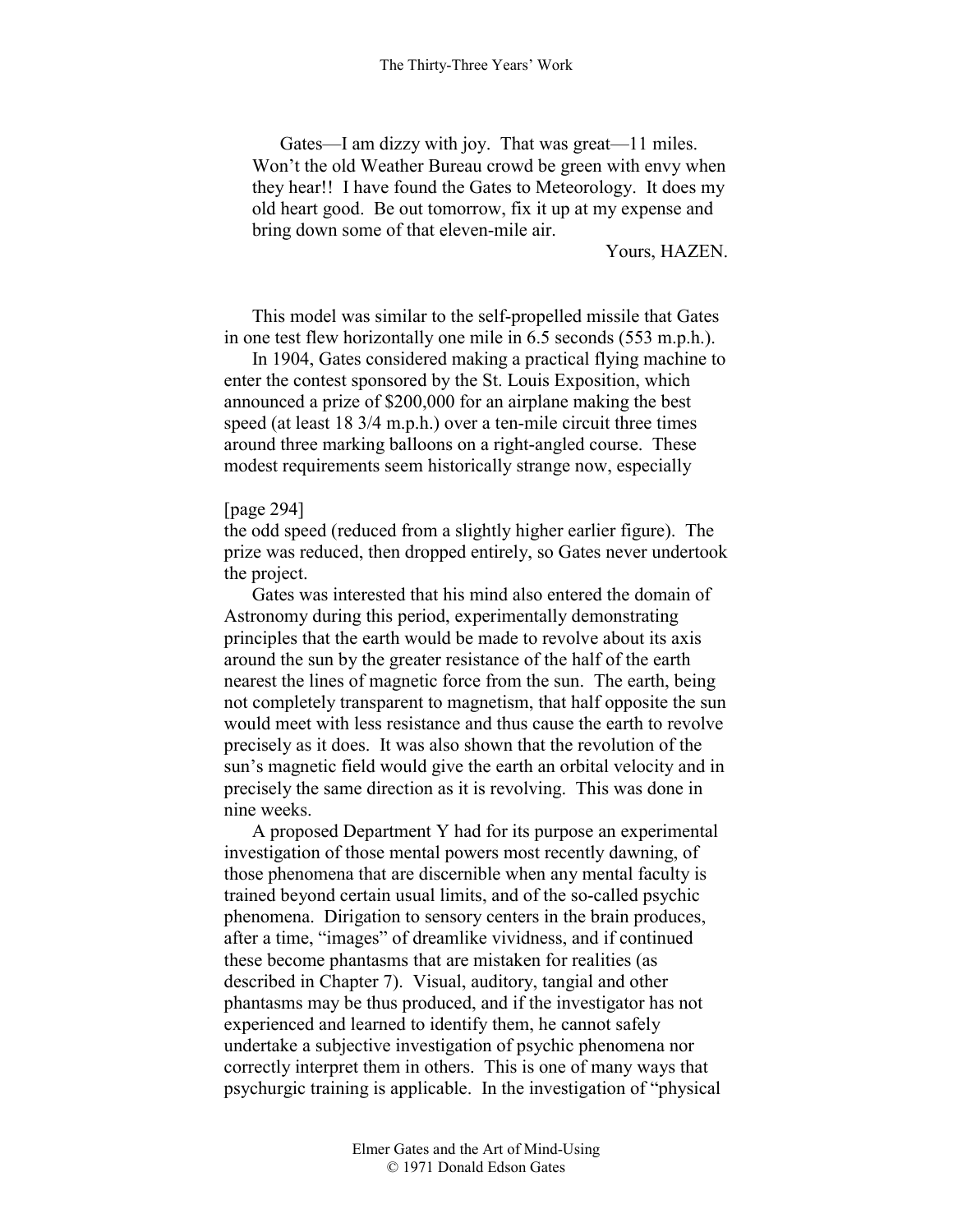Gates—I am dizzy with joy. That was great—11 miles. Won't the old Weather Bureau crowd be green with envy when they hear!! I have found the Gates to Meteorology. It does my old heart good. Be out tomorrow, fix it up at my expense and bring down some of that eleven-mile air.

Yours, HAZEN.

This model was similar to the self-propelled missile that Gates in one test flew horizontally one mile in 6.5 seconds (553 m.p.h.).

In 1904, Gates considered making a practical flying machine to enter the contest sponsored by the St. Louis Exposition, which announced a prize of $200,000 for an airplane making the best speed (at least 18 3/4 m.p.h.) over a ten-mile circuit three times around three marking balloons on a right-angled course. These modest requirements seem historically strange now, especially

[page 294]
the odd speed (reduced from a slightly higher earlier figure). The prize was reduced, then dropped entirely, so Gates never undertook the project.

Gates was interested that his mind also entered the domain of Astronomy during this period, experimentally demonstrating principles that the earth would be made to revolve about its axis around the sun by the greater resistance of the half of the earth nearest the lines of magnetic force from the sun. The earth, being not completely transparent to magnetism, that half opposite the sun would meet with less resistance and thus cause the earth to revolve precisely as it does. It was also shown that the revolution of the sun's magnetic field would give the earth an orbital velocity and in precisely the same direction as it is revolving. This was done in nine weeks.

A proposed Department Y had for its purpose an experimental investigation of those mental powers most recently dawning, of those phenomena that are discernible when any mental faculty is trained beyond certain usual limits, and of the so-called psychic phenomena. Dirigation to sensory centers in the brain produces, after a time, "images" of dreamlike vividness, and if continued these become phantasms that are mistaken for realities (as described in Chapter 7). Visual, auditory, tangial and other phantasms may be thus produced, and if the investigator has not experienced and learned to identify them, he cannot safely undertake a subjective investigation of psychic phenomena nor correctly interpret them in others. This is one of many ways that psychurgic training is applicable. In the investigation of "physical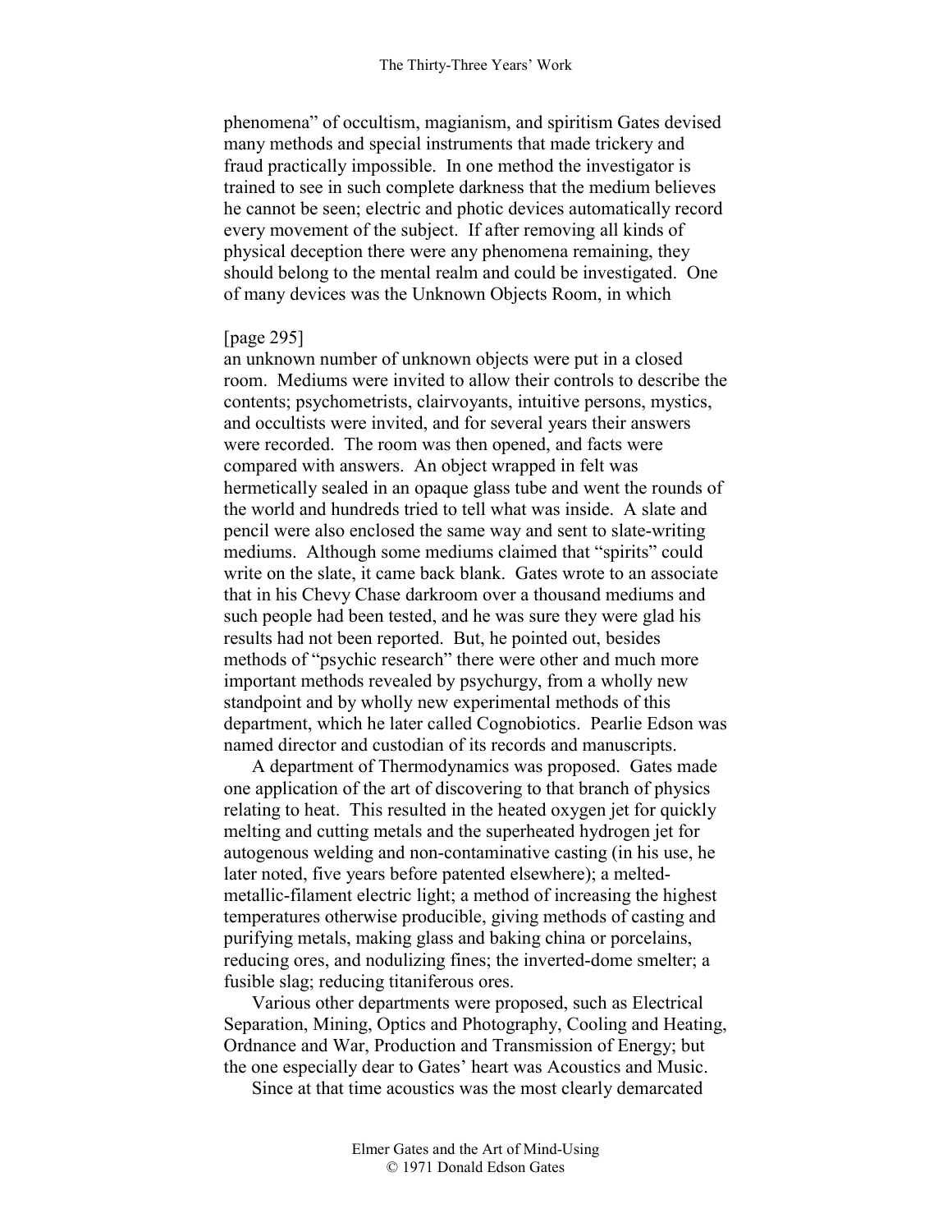phenomena" of occultism, magianism, and spiritism Gates devised many methods and special instruments that made trickery and fraud practically impossible. In one method the investigator is trained to see in such complete darkness that the medium believes he cannot be seen; electric and photic devices automatically record every movement of the subject. If after removing all kinds of physical deception there were any phenomena remaining, they should belong to the mental realm and could be investigated. One of many devices was the Unknown Objects Room, in which

[page 295]
an unknown number of unknown objects were put in a closed room. Mediums were invited to allow their controls to describe the contents; psychometrists, clairvoyants, intuitive persons, mystics, and occultists were invited, and for several years their answers were recorded. The room was then opened, and facts were compared with answers. An object wrapped in felt was hermetically sealed in an opaque glass tube and went the rounds of the world and hundreds tried to tell what was inside. A slate and pencil were also enclosed the same way and sent to slate-writing mediums. Although some mediums claimed that "spirits" could write on the slate, it came back blank. Gates wrote to an associate that in his Chevy Chase darkroom over a thousand mediums and such people had been tested, and he was sure they were glad his results had not been reported. But, he pointed out, besides methods of "psychic research" there were other and much more important methods revealed by psychurgy, from a wholly new standpoint and by wholly new experimental methods of this department, which he later called Cognobiotics. Pearlie Edson was named director and custodian of its records and manuscripts.

A department of Thermodynamics was proposed. Gates made one application of the art of discovering to that branch of physics relating to heat. This resulted in the heated oxygen jet for quickly melting and cutting metals and the superheated hydrogen jet for autogenous welding and non-contaminative casting (in his use, he later noted, five years before patented elsewhere); a melted-metallic-filament electric light; a method of increasing the highest temperatures otherwise producible, giving methods of casting and purifying metals, making glass and baking china or porcelains, reducing ores, and nodulizing fines; the inverted-dome smelter; a fusible slag; reducing titaniferous ores.

Various other departments were proposed, such as Electrical Separation, Mining, Optics and Photography, Cooling and Heating, Ordnance and War, Production and Transmission of Energy; but the one especially dear to Gates' heart was Acoustics and Music.

Since at that time acoustics was the most clearly demarcated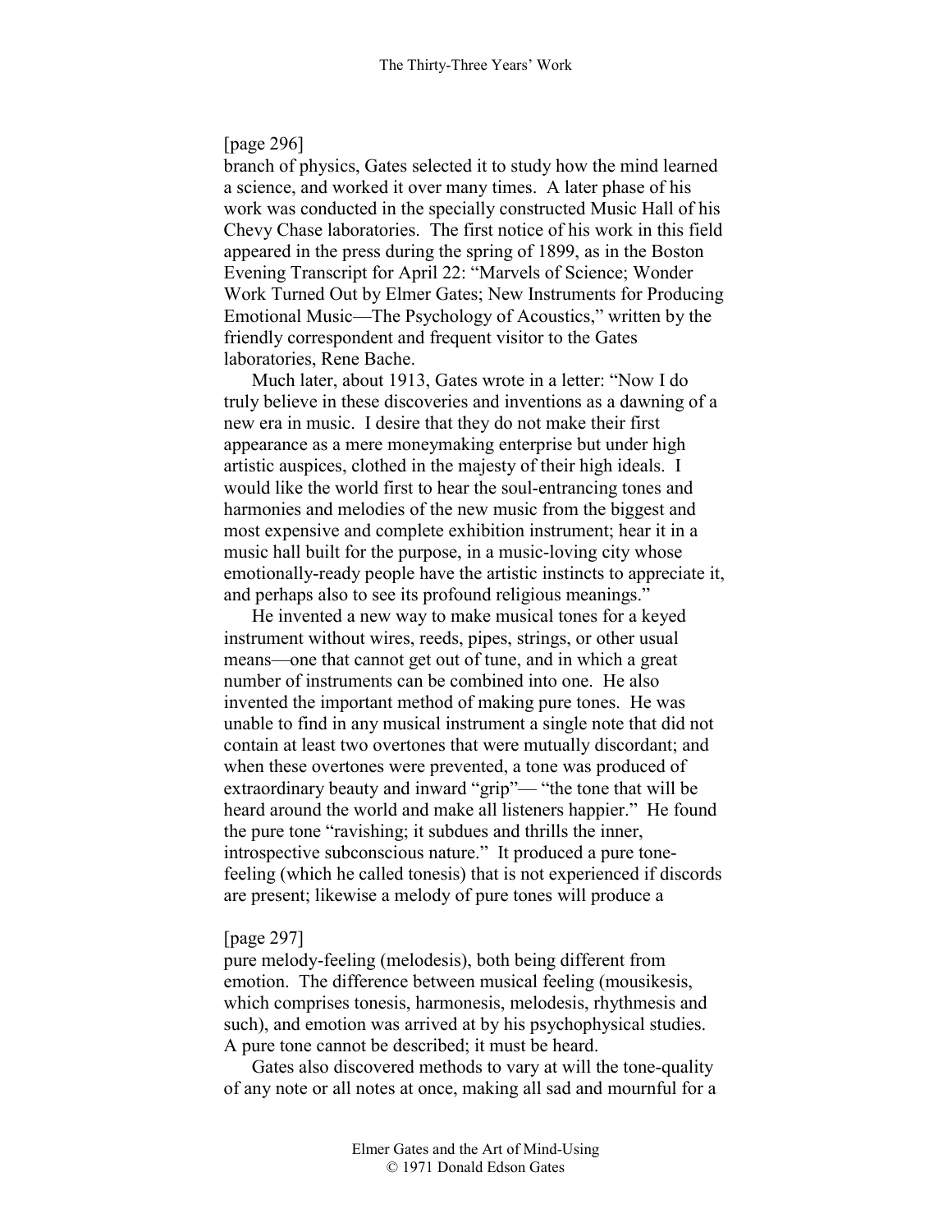[page 296]

branch of physics, Gates selected it to study how the mind learned a science, and worked it over many times. A later phase of his work was conducted in the specially constructed Music Hall of his Chevy Chase laboratories. The first notice of his work in this field appeared in the press during the spring of 1899, as in the Boston Evening Transcript for April 22: "Marvels of Science; Wonder Work Turned Out by Elmer Gates; New Instruments for Producing Emotional Music—The Psychology of Acoustics," written by the friendly correspondent and frequent visitor to the Gates laboratories, Rene Bache.

Much later, about 1913, Gates wrote in a letter: "Now I do truly believe in these discoveries and inventions as a dawning of a new era in music. I desire that they do not make their first appearance as a mere moneymaking enterprise but under high artistic auspices, clothed in the majesty of their high ideals. I would like the world first to hear the soul-entrancing tones and harmonies and melodies of the new music from the biggest and most expensive and complete exhibition instrument; hear it in a music hall built for the purpose, in a music-loving city whose emotionally-ready people have the artistic instincts to appreciate it, and perhaps also to see its profound religious meanings."

He invented a new way to make musical tones for a keyed instrument without wires, reeds, pipes, strings, or other usual means—one that cannot get out of tune, and in which a great number of instruments can be combined into one. He also invented the important method of making pure tones. He was unable to find in any musical instrument a single note that did not contain at least two overtones that were mutually discordant; and when these overtones were prevented, a tone was produced of extraordinary beauty and inward "grip"— "the tone that will be heard around the world and make all listeners happier." He found the pure tone "ravishing; it subdues and thrills the inner, introspective subconscious nature." It produced a pure tone-feeling (which he called tonesis) that is not experienced if discords are present; likewise a melody of pure tones will produce a

[page 297]

pure melody-feeling (melodesis), both being different from emotion. The difference between musical feeling (mousikesis, which comprises tonesis, harmonesis, melodesis, rhythmesis and such), and emotion was arrived at by his psychophysical studies. A pure tone cannot be described; it must be heard.

Gates also discovered methods to vary at will the tone-quality of any note or all notes at once, making all sad and mournful for a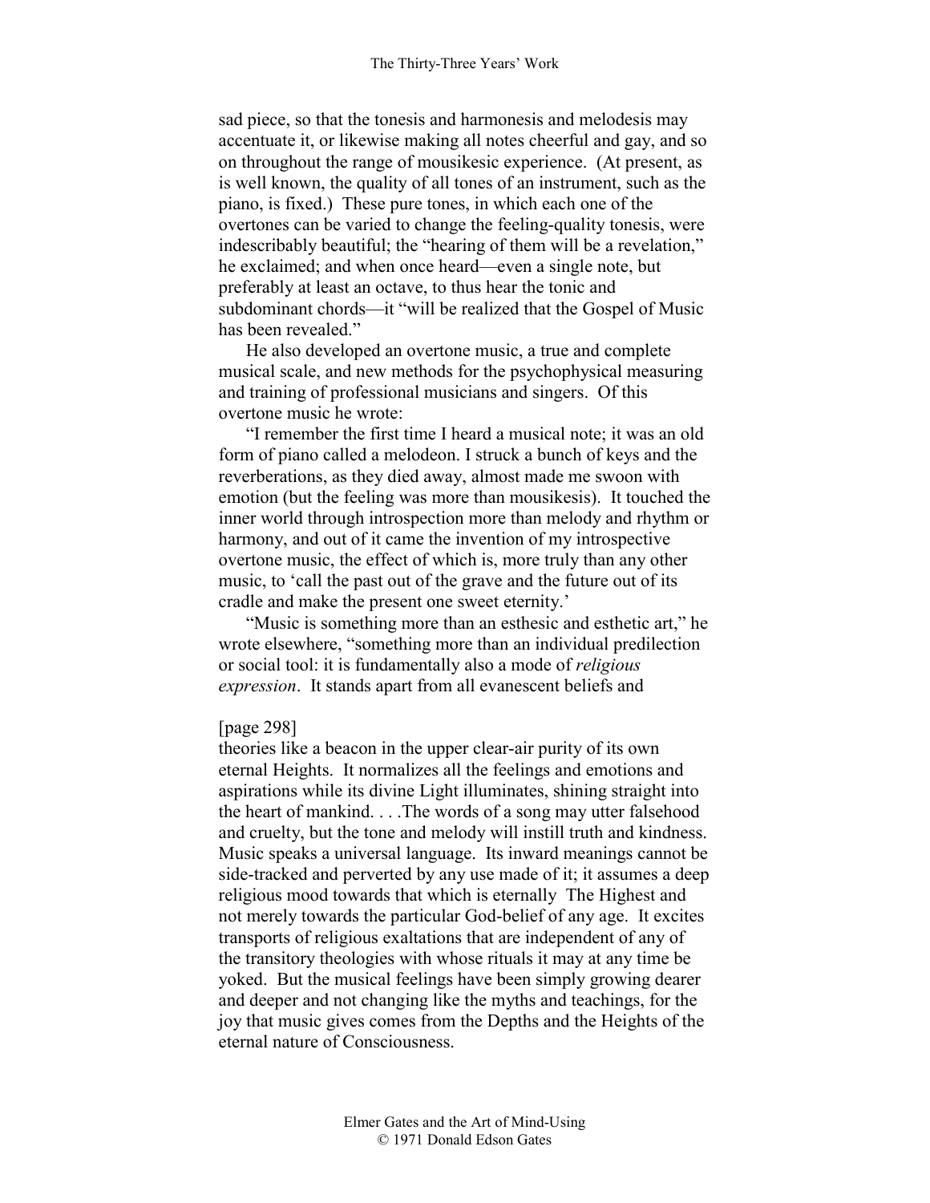sad piece, so that the tonesis and harmonesis and melodesis may accentuate it, or likewise making all notes cheerful and gay, and so on throughout the range of mousikesic experience. (At present, as is well known, the quality of all tones of an instrument, such as the piano, is fixed.) These pure tones, in which each one of the overtones can be varied to change the feeling-quality tonesis, were indescribably beautiful; the "hearing of them will be a revelation," he exclaimed; and when once heard—even a single note, but preferably at least an octave, to thus hear the tonic and subdominant chords—it "will be realized that the Gospel of Music has been revealed."

He also developed an overtone music, a true and complete musical scale, and new methods for the psychophysical measuring and training of professional musicians and singers. Of this overtone music he wrote:

"I remember the first time I heard a musical note; it was an old form of piano called a melodeon. I struck a bunch of keys and the reverberations, as they died away, almost made me swoon with emotion (but the feeling was more than mousikesis). It touched the inner world through introspection more than melody and rhythm or harmony, and out of it came the invention of my introspective overtone music, the effect of which is, more truly than any other music, to 'call the past out of the grave and the future out of its cradle and make the present one sweet eternity.'

"Music is something more than an esthesic and esthetic art," he wrote elsewhere, "something more than an individual predilection or social tool: it is fundamentally also a mode of *religious expression*. It stands apart from all evanescent beliefs and

[page 298]

theories like a beacon in the upper clear-air purity of its own eternal Heights. It normalizes all the feelings and emotions and aspirations while its divine Light illuminates, shining straight into the heart of mankind. . . .The words of a song may utter falsehood and cruelty, but the tone and melody will instill truth and kindness. Music speaks a universal language. Its inward meanings cannot be side-tracked and perverted by any use made of it; it assumes a deep religious mood towards that which is eternally The Highest and not merely towards the particular God-belief of any age. It excites transports of religious exaltations that are independent of any of the transitory theologies with whose rituals it may at any time be yoked. But the musical feelings have been simply growing dearer and deeper and not changing like the myths and teachings, for the joy that music gives comes from the Depths and the Heights of the eternal nature of Consciousness.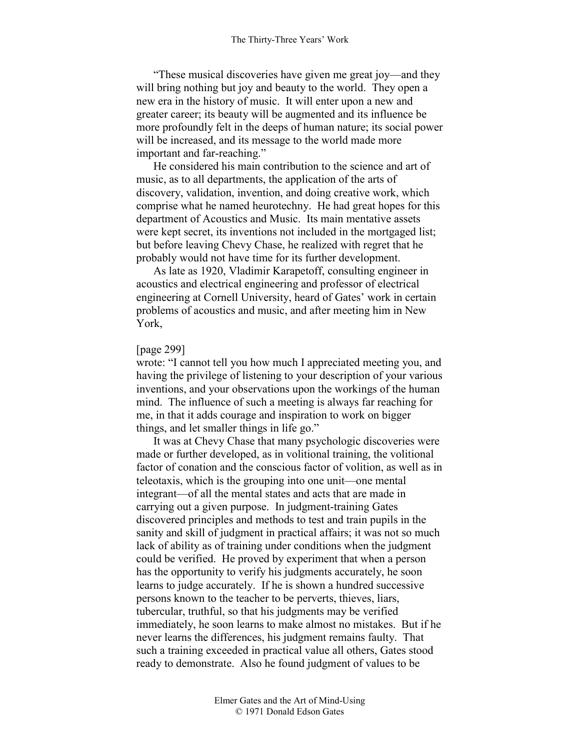"These musical discoveries have given me great joy—and they will bring nothing but joy and beauty to the world. They open a new era in the history of music. It will enter upon a new and greater career; its beauty will be augmented and its influence be more profoundly felt in the deeps of human nature; its social power will be increased, and its message to the world made more important and far-reaching."

He considered his main contribution to the science and art of music, as to all departments, the application of the arts of discovery, validation, invention, and doing creative work, which comprise what he named heurotechny. He had great hopes for this department of Acoustics and Music. Its main mentative assets were kept secret, its inventions not included in the mortgaged list; but before leaving Chevy Chase, he realized with regret that he probably would not have time for its further development.

As late as 1920, Vladimir Karapetoff, consulting engineer in acoustics and electrical engineering and professor of electrical engineering at Cornell University, heard of Gates' work in certain problems of acoustics and music, and after meeting him in New York,

[page 299]

wrote: "I cannot tell you how much I appreciated meeting you, and having the privilege of listening to your description of your various inventions, and your observations upon the workings of the human mind. The influence of such a meeting is always far reaching for me, in that it adds courage and inspiration to work on bigger things, and let smaller things in life go."

It was at Chevy Chase that many psychologic discoveries were made or further developed, as in volitional training, the volitional factor of conation and the conscious factor of volition, as well as in teleotaxis, which is the grouping into one unit—one mental integrant—of all the mental states and acts that are made in carrying out a given purpose. In judgment-training Gates discovered principles and methods to test and train pupils in the sanity and skill of judgment in practical affairs; it was not so much lack of ability as of training under conditions when the judgment could be verified. He proved by experiment that when a person has the opportunity to verify his judgments accurately, he soon learns to judge accurately. If he is shown a hundred successive persons known to the teacher to be perverts, thieves, liars, tubercular, truthful, so that his judgments may be verified immediately, he soon learns to make almost no mistakes. But if he never learns the differences, his judgment remains faulty. That such a training exceeded in practical value all others, Gates stood ready to demonstrate. Also he found judgment of values to be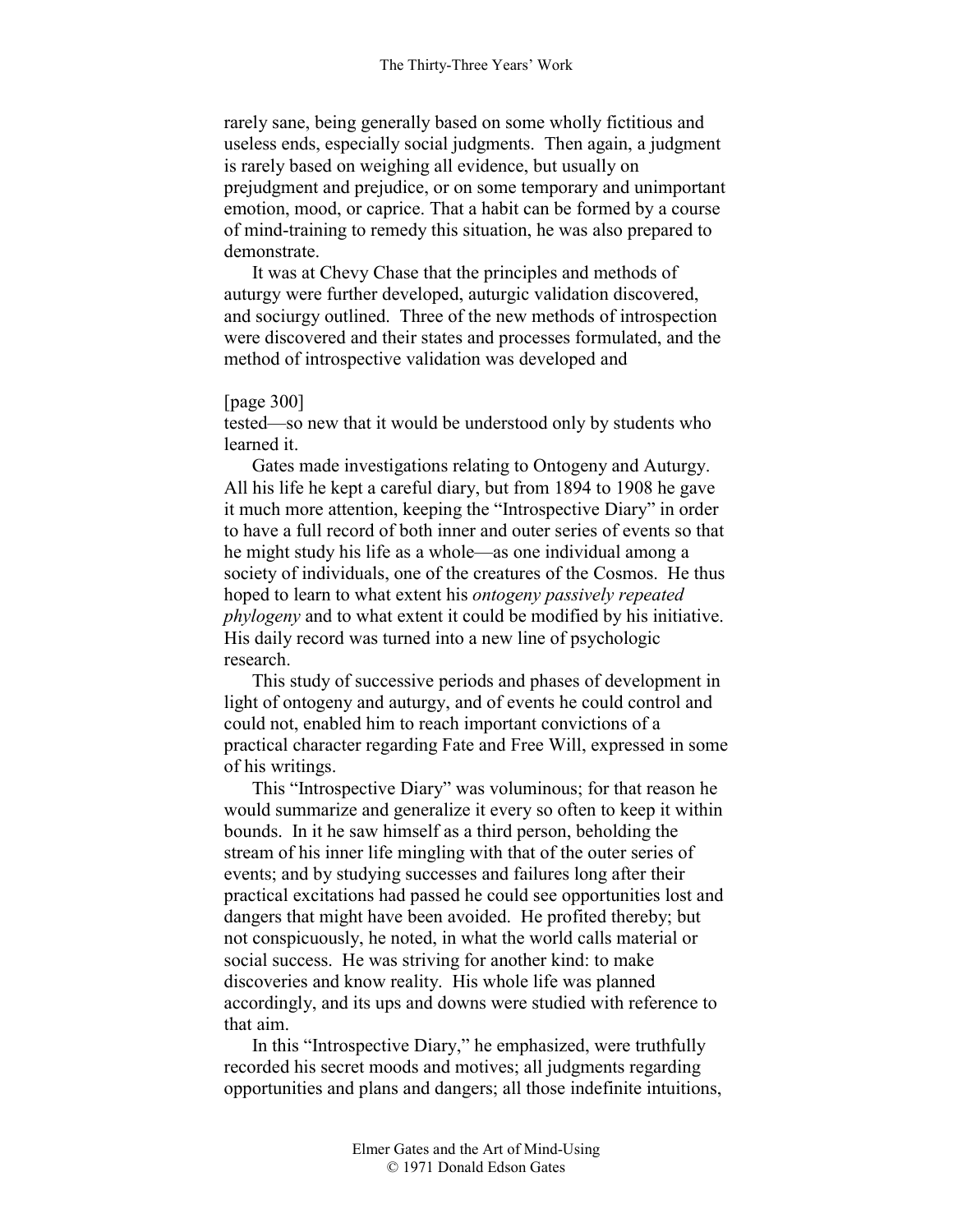rarely sane, being generally based on some wholly fictitious and useless ends, especially social judgments. Then again, a judgment is rarely based on weighing all evidence, but usually on prejudgment and prejudice, or on some temporary and unimportant emotion, mood, or caprice. That a habit can be formed by a course of mind-training to remedy this situation, he was also prepared to demonstrate.

It was at Chevy Chase that the principles and methods of auturgy were further developed, auturgic validation discovered, and sociurgy outlined. Three of the new methods of introspection were discovered and their states and processes formulated, and the method of introspective validation was developed and

[page 300]

tested—so new that it would be understood only by students who learned it.

Gates made investigations relating to Ontogeny and Auturgy. All his life he kept a careful diary, but from 1894 to 1908 he gave it much more attention, keeping the "Introspective Diary" in order to have a full record of both inner and outer series of events so that he might study his life as a whole—as one individual among a society of individuals, one of the creatures of the Cosmos. He thus hoped to learn to what extent his *ontogeny passively repeated phylogeny* and to what extent it could be modified by his initiative. His daily record was turned into a new line of psychologic research.

This study of successive periods and phases of development in light of ontogeny and auturgy, and of events he could control and could not, enabled him to reach important convictions of a practical character regarding Fate and Free Will, expressed in some of his writings.

This "Introspective Diary" was voluminous; for that reason he would summarize and generalize it every so often to keep it within bounds. In it he saw himself as a third person, beholding the stream of his inner life mingling with that of the outer series of events; and by studying successes and failures long after their practical excitations had passed he could see opportunities lost and dangers that might have been avoided. He profited thereby; but not conspicuously, he noted, in what the world calls material or social success. He was striving for another kind: to make discoveries and know reality. His whole life was planned accordingly, and its ups and downs were studied with reference to that aim.

In this "Introspective Diary," he emphasized, were truthfully recorded his secret moods and motives; all judgments regarding opportunities and plans and dangers; all those indefinite intuitions,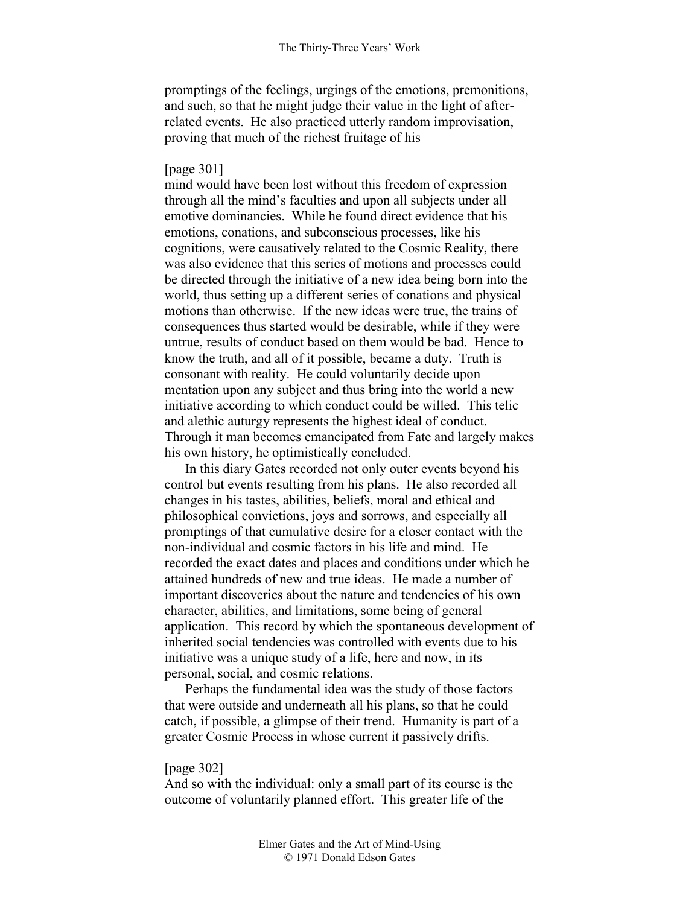promptings of the feelings, urgings of the emotions, premonitions, and such, so that he might judge their value in the light of after-related events. He also practiced utterly random improvisation, proving that much of the richest fruitage of his

[page 301]
mind would have been lost without this freedom of expression through all the mind's faculties and upon all subjects under all emotive dominancies. While he found direct evidence that his emotions, conations, and subconscious processes, like his cognitions, were causatively related to the Cosmic Reality, there was also evidence that this series of motions and processes could be directed through the initiative of a new idea being born into the world, thus setting up a different series of conations and physical motions than otherwise. If the new ideas were true, the trains of consequences thus started would be desirable, while if they were untrue, results of conduct based on them would be bad. Hence to know the truth, and all of it possible, became a duty. Truth is consonant with reality. He could voluntarily decide upon mentation upon any subject and thus bring into the world a new initiative according to which conduct could be willed. This telic and alethic auturgy represents the highest ideal of conduct. Through it man becomes emancipated from Fate and largely makes his own history, he optimistically concluded.

In this diary Gates recorded not only outer events beyond his control but events resulting from his plans. He also recorded all changes in his tastes, abilities, beliefs, moral and ethical and philosophical convictions, joys and sorrows, and especially all promptings of that cumulative desire for a closer contact with the non-individual and cosmic factors in his life and mind. He recorded the exact dates and places and conditions under which he attained hundreds of new and true ideas. He made a number of important discoveries about the nature and tendencies of his own character, abilities, and limitations, some being of general application. This record by which the spontaneous development of inherited social tendencies was controlled with events due to his initiative was a unique study of a life, here and now, in its personal, social, and cosmic relations.

Perhaps the fundamental idea was the study of those factors that were outside and underneath all his plans, so that he could catch, if possible, a glimpse of their trend. Humanity is part of a greater Cosmic Process in whose current it passively drifts.

[page 302]
And so with the individual: only a small part of its course is the outcome of voluntarily planned effort. This greater life of the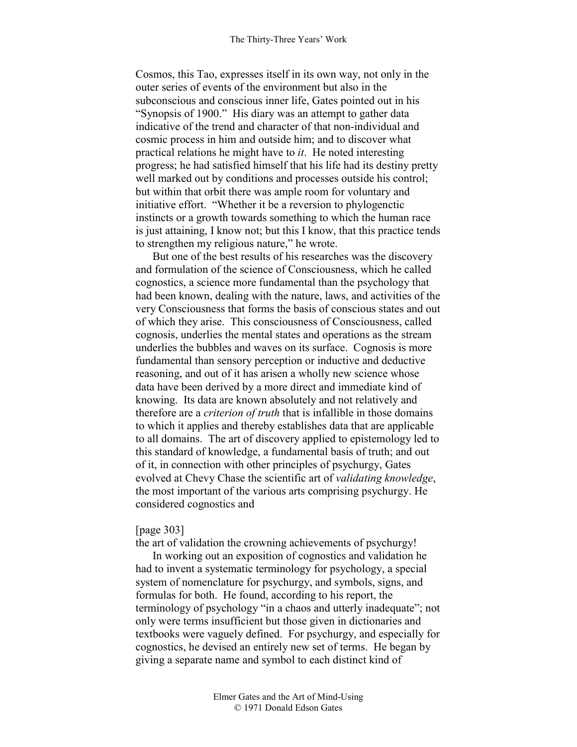Cosmos, this Tao, expresses itself in its own way, not only in the outer series of events of the environment but also in the subconscious and conscious inner life, Gates pointed out in his "Synopsis of 1900." His diary was an attempt to gather data indicative of the trend and character of that non-individual and cosmic process in him and outside him; and to discover what practical relations he might have to *it*. He noted interesting progress; he had satisfied himself that his life had its destiny pretty well marked out by conditions and processes outside his control; but within that orbit there was ample room for voluntary and initiative effort. "Whether it be a reversion to phylogenctic instincts or a growth towards something to which the human race is just attaining, I know not; but this I know, that this practice tends to strengthen my religious nature," he wrote.

But one of the best results of his researches was the discovery and formulation of the science of Consciousness, which he called cognostics, a science more fundamental than the psychology that had been known, dealing with the nature, laws, and activities of the very Consciousness that forms the basis of conscious states and out of which they arise. This consciousness of Consciousness, called cognosis, underlies the mental states and operations as the stream underlies the bubbles and waves on its surface. Cognosis is more fundamental than sensory perception or inductive and deductive reasoning, and out of it has arisen a wholly new science whose data have been derived by a more direct and immediate kind of knowing. Its data are known absolutely and not relatively and therefore are a *criterion of truth* that is infallible in those domains to which it applies and thereby establishes data that are applicable to all domains. The art of discovery applied to epistemology led to this standard of knowledge, a fundamental basis of truth; and out of it, in connection with other principles of psychurgy, Gates evolved at Chevy Chase the scientific art of *validating knowledge*, the most important of the various arts comprising psychurgy. He considered cognostics and

[page 303]

the art of validation the crowning achievements of psychurgy!

In working out an exposition of cognostics and validation he had to invent a systematic terminology for psychology, a special system of nomenclature for psychurgy, and symbols, signs, and formulas for both. He found, according to his report, the terminology of psychology "in a chaos and utterly inadequate"; not only were terms insufficient but those given in dictionaries and textbooks were vaguely defined. For psychurgy, and especially for cognostics, he devised an entirely new set of terms. He began by giving a separate name and symbol to each distinct kind of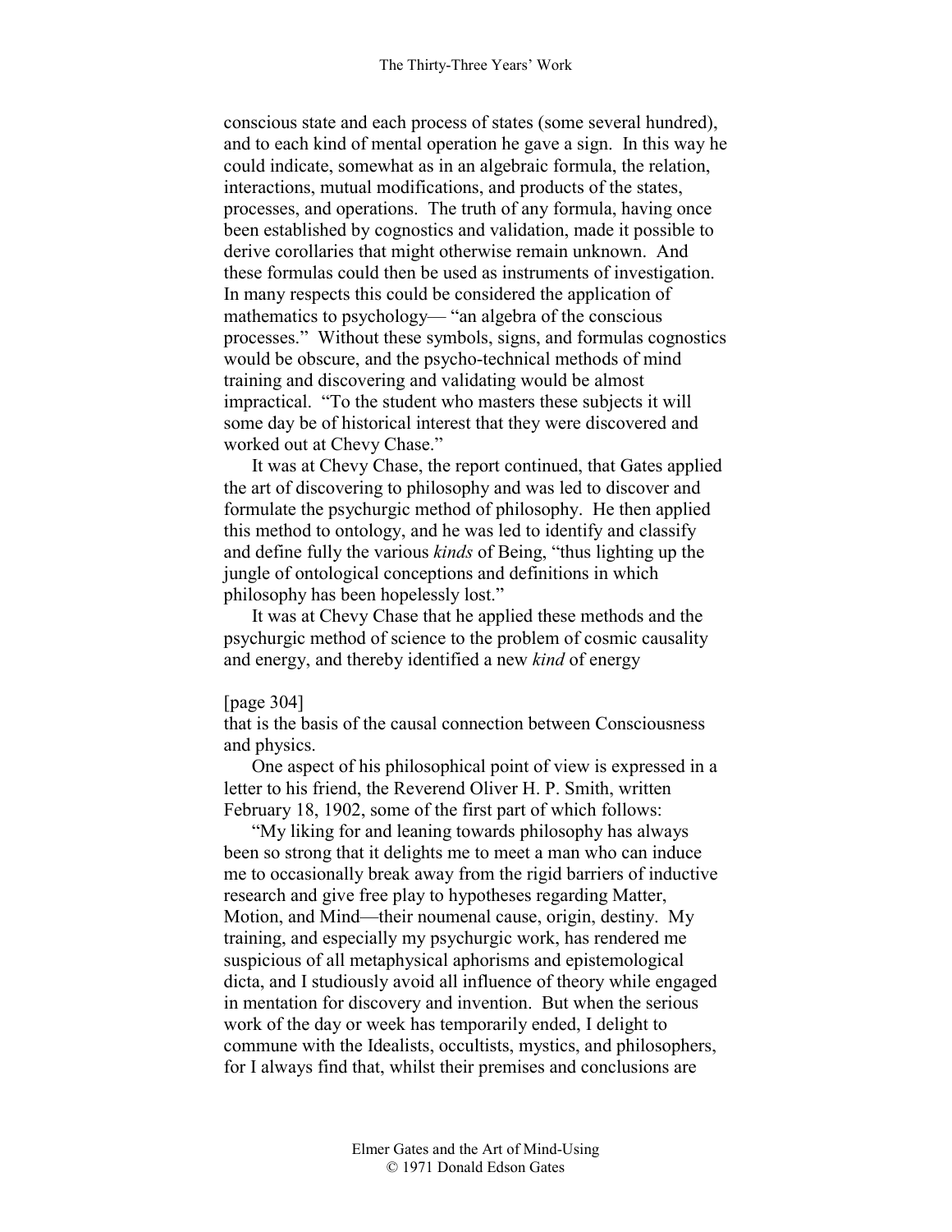conscious state and each process of states (some several hundred), and to each kind of mental operation he gave a sign. In this way he could indicate, somewhat as in an algebraic formula, the relation, interactions, mutual modifications, and products of the states, processes, and operations. The truth of any formula, having once been established by cognostics and validation, made it possible to derive corollaries that might otherwise remain unknown. And these formulas could then be used as instruments of investigation. In many respects this could be considered the application of mathematics to psychology— "an algebra of the conscious processes." Without these symbols, signs, and formulas cognostics would be obscure, and the psycho-technical methods of mind training and discovering and validating would be almost impractical. "To the student who masters these subjects it will some day be of historical interest that they were discovered and worked out at Chevy Chase."

It was at Chevy Chase, the report continued, that Gates applied the art of discovering to philosophy and was led to discover and formulate the psychurgic method of philosophy. He then applied this method to ontology, and he was led to identify and classify and define fully the various *kinds* of Being, "thus lighting up the jungle of ontological conceptions and definitions in which philosophy has been hopelessly lost."

It was at Chevy Chase that he applied these methods and the psychurgic method of science to the problem of cosmic causality and energy, and thereby identified a new *kind* of energy

[page 304]

that is the basis of the causal connection between Consciousness and physics.

One aspect of his philosophical point of view is expressed in a letter to his friend, the Reverend Oliver H. P. Smith, written February 18, 1902, some of the first part of which follows:

"My liking for and leaning towards philosophy has always been so strong that it delights me to meet a man who can induce me to occasionally break away from the rigid barriers of inductive research and give free play to hypotheses regarding Matter, Motion, and Mind—their noumenal cause, origin, destiny. My training, and especially my psychurgic work, has rendered me suspicious of all metaphysical aphorisms and epistemological dicta, and I studiously avoid all influence of theory while engaged in mentation for discovery and invention. But when the serious work of the day or week has temporarily ended, I delight to commune with the Idealists, occultists, mystics, and philosophers, for I always find that, whilst their premises and conclusions are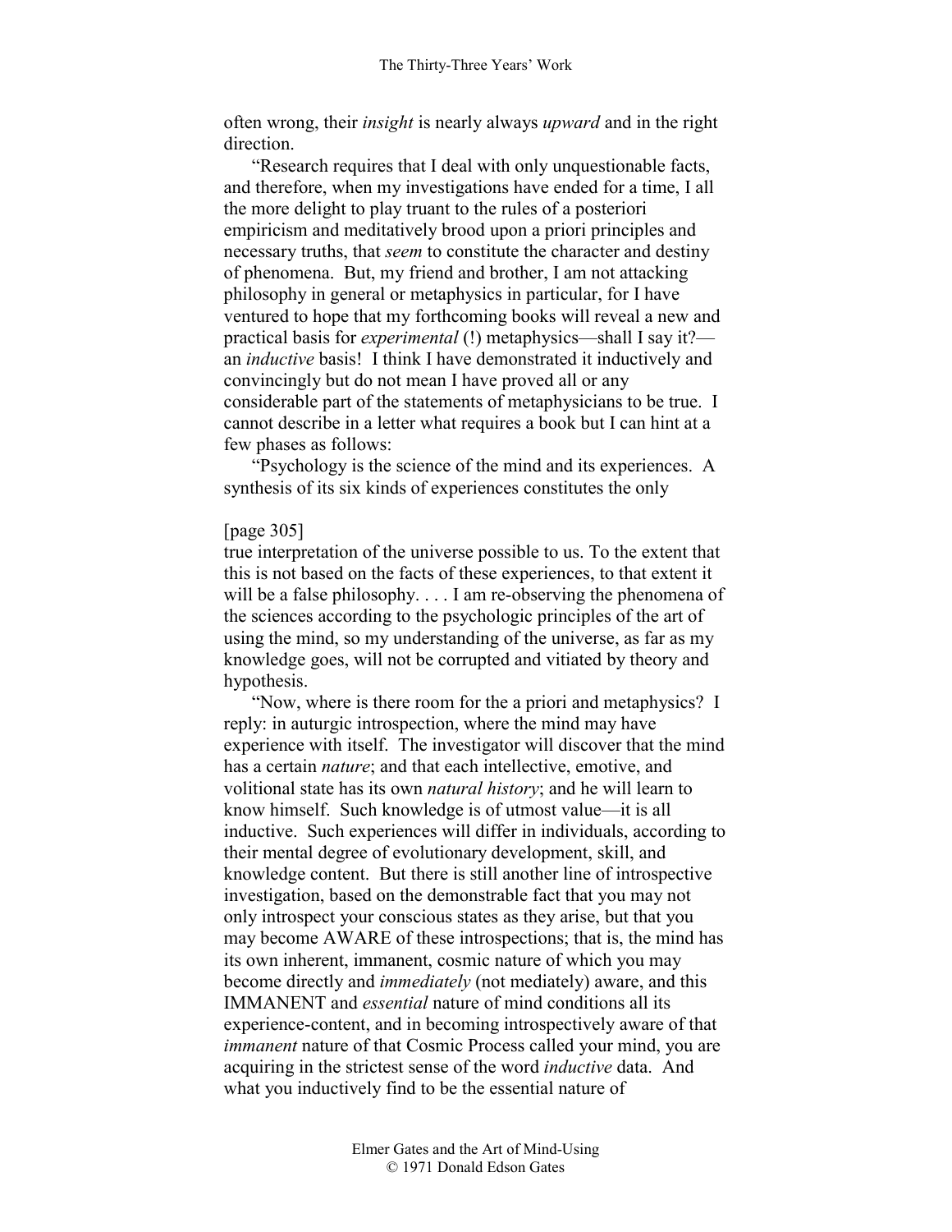often wrong, their *insight* is nearly always *upward* and in the right direction.

"Research requires that I deal with only unquestionable facts, and therefore, when my investigations have ended for a time, I all the more delight to play truant to the rules of a posteriori empiricism and meditatively brood upon a priori principles and necessary truths, that *seem* to constitute the character and destiny of phenomena. But, my friend and brother, I am not attacking philosophy in general or metaphysics in particular, for I have ventured to hope that my forthcoming books will reveal a new and practical basis for *experimental* (!) metaphysics—shall I say it?—an *inductive* basis! I think I have demonstrated it inductively and convincingly but do not mean I have proved all or any considerable part of the statements of metaphysicians to be true. I cannot describe in a letter what requires a book but I can hint at a few phases as follows:

"Psychology is the science of the mind and its experiences. A synthesis of its six kinds of experiences constitutes the only

[page 305]
true interpretation of the universe possible to us. To the extent that this is not based on the facts of these experiences, to that extent it will be a false philosophy. . . . I am re-observing the phenomena of the sciences according to the psychologic principles of the art of using the mind, so my understanding of the universe, as far as my knowledge goes, will not be corrupted and vitiated by theory and hypothesis.

"Now, where is there room for the a priori and metaphysics? I reply: in auturgic introspection, where the mind may have experience with itself. The investigator will discover that the mind has a certain *nature*; and that each intellective, emotive, and volitional state has its own *natural history*; and he will learn to know himself. Such knowledge is of utmost value—it is all inductive. Such experiences will differ in individuals, according to their mental degree of evolutionary development, skill, and knowledge content. But there is still another line of introspective investigation, based on the demonstrable fact that you may not only introspect your conscious states as they arise, but that you may become AWARE of these introspections; that is, the mind has its own inherent, immanent, cosmic nature of which you may become directly and *immediately* (not mediately) aware, and this IMMANENT and *essential* nature of mind conditions all its experience-content, and in becoming introspectively aware of that *immanent* nature of that Cosmic Process called your mind, you are acquiring in the strictest sense of the word *inductive* data. And what you inductively find to be the essential nature of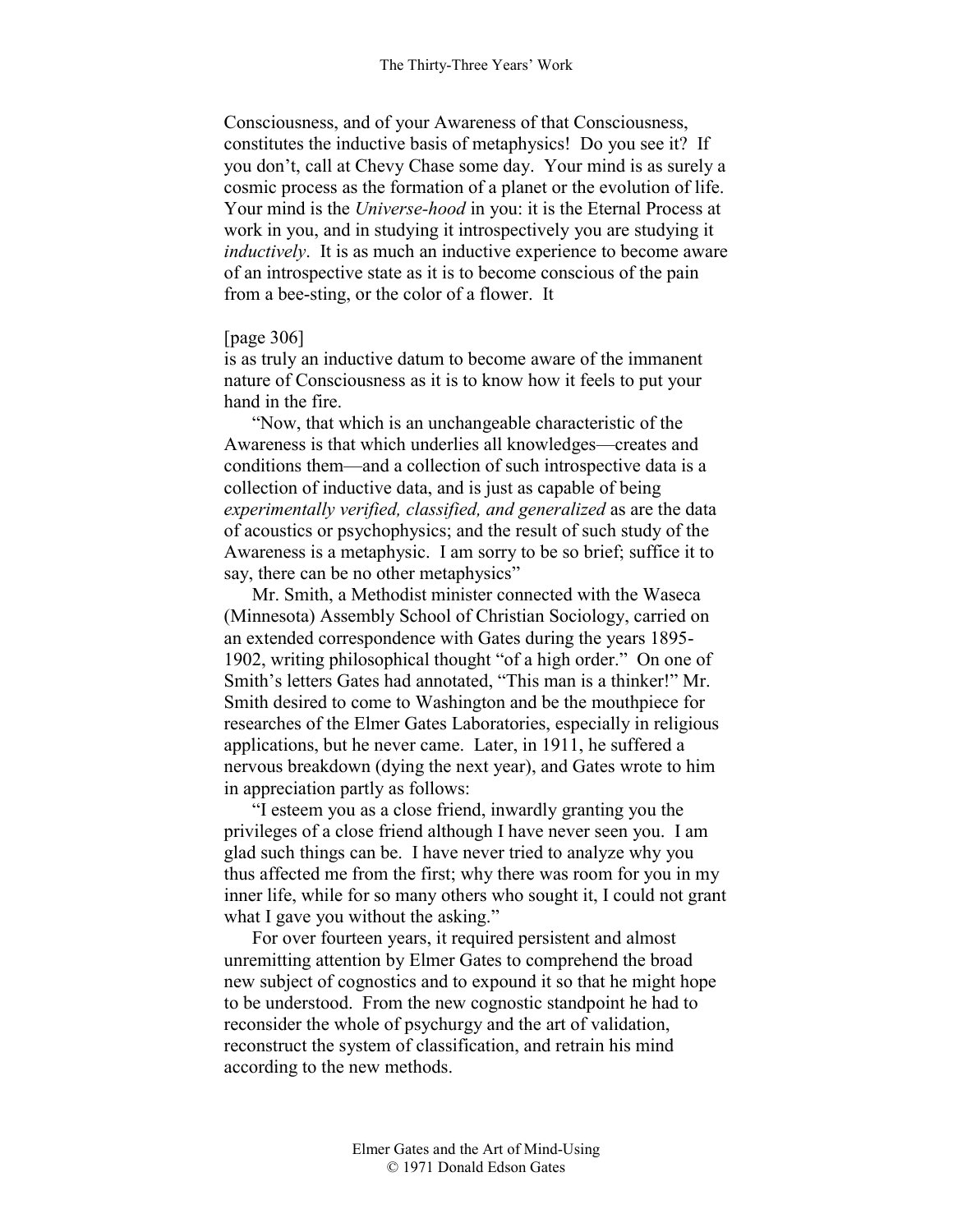Consciousness, and of your Awareness of that Consciousness, constitutes the inductive basis of metaphysics! Do you see it? If you don't, call at Chevy Chase some day. Your mind is as surely a cosmic process as the formation of a planet or the evolution of life. Your mind is the *Universe-hood* in you: it is the Eternal Process at work in you, and in studying it introspectively you are studying it *inductively*. It is as much an inductive experience to become aware of an introspective state as it is to become conscious of the pain from a bee-sting, or the color of a flower. It

[page 306]

is as truly an inductive datum to become aware of the immanent nature of Consciousness as it is to know how it feels to put your hand in the fire.

"Now, that which is an unchangeable characteristic of the Awareness is that which underlies all knowledges—creates and conditions them—and a collection of such introspective data is a collection of inductive data, and is just as capable of being *experimentally verified, classified, and generalized* as are the data of acoustics or psychophysics; and the result of such study of the Awareness is a metaphysic. I am sorry to be so brief; suffice it to say, there can be no other metaphysics"

Mr. Smith, a Methodist minister connected with the Waseca (Minnesota) Assembly School of Christian Sociology, carried on an extended correspondence with Gates during the years 1895-1902, writing philosophical thought "of a high order." On one of Smith's letters Gates had annotated, "This man is a thinker!" Mr. Smith desired to come to Washington and be the mouthpiece for researches of the Elmer Gates Laboratories, especially in religious applications, but he never came. Later, in 1911, he suffered a nervous breakdown (dying the next year), and Gates wrote to him in appreciation partly as follows:

"I esteem you as a close friend, inwardly granting you the privileges of a close friend although I have never seen you. I am glad such things can be. I have never tried to analyze why you thus affected me from the first; why there was room for you in my inner life, while for so many others who sought it, I could not grant what I gave you without the asking."

For over fourteen years, it required persistent and almost unremitting attention by Elmer Gates to comprehend the broad new subject of cognostics and to expound it so that he might hope to be understood. From the new cognostic standpoint he had to reconsider the whole of psychurgy and the art of validation, reconstruct the system of classification, and retrain his mind according to the new methods.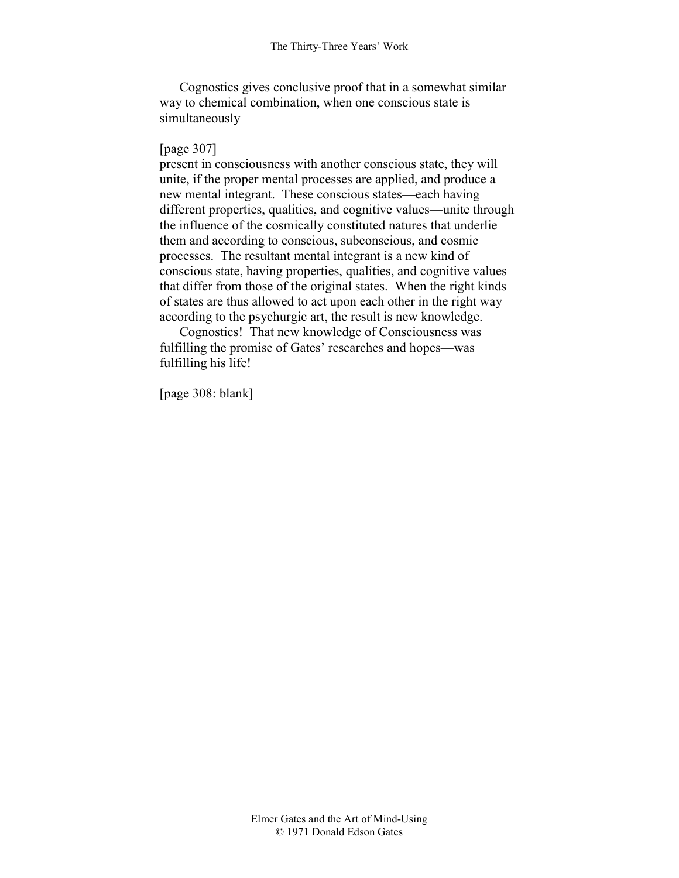Cognostics gives conclusive proof that in a somewhat similar way to chemical combination, when one conscious state is simultaneously

[page 307]
present in consciousness with another conscious state, they will unite, if the proper mental processes are applied, and produce a new mental integrant. These conscious states—each having different properties, qualities, and cognitive values—unite through the influence of the cosmically constituted natures that underlie them and according to conscious, subconscious, and cosmic processes. The resultant mental integrant is a new kind of conscious state, having properties, qualities, and cognitive values that differ from those of the original states. When the right kinds of states are thus allowed to act upon each other in the right way according to the psychurgic art, the result is new knowledge.

Cognostics! That new knowledge of Consciousness was fulfilling the promise of Gates' researches and hopes—was fulfilling his life!

[page 308: blank]